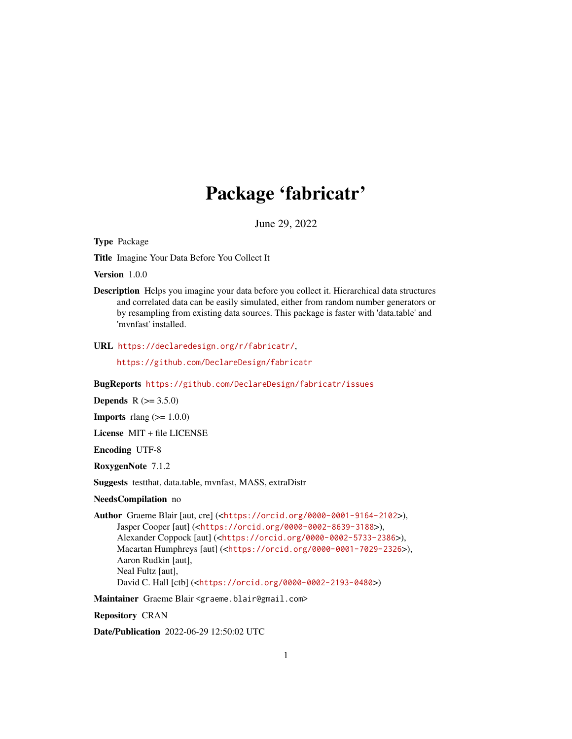# Package 'fabricatr'

June 29, 2022

**Type** Package

**Title** Imagine Your Data Before You Collect It

**Version** 1.0.0

**Description** Helps you imagine your data before you collect it. Hierarchical data structures and correlated data can be easily simulated, either from random number generators or by resampling from existing data sources. This package is faster with 'data.table' and 'mvnfast' installed.

**URL** https://declaredesign.org/r/fabricatr/,
https://github.com/DeclareDesign/fabricatr

**BugReports** https://github.com/DeclareDesign/fabricatr/issues

**Depends** R (>= 3.5.0)

**Imports** rlang (>= 1.0.0)

**License** MIT + file LICENSE

**Encoding** UTF-8

**RoxygenNote** 7.1.2

**Suggests** testthat, data.table, mvnfast, MASS, extraDistr

**NeedsCompilation** no

**Author** Graeme Blair [aut, cre] (<https://orcid.org/0000-0001-9164-2102>),
Jasper Cooper [aut] (<https://orcid.org/0000-0002-8639-3188>),
Alexander Coppock [aut] (<https://orcid.org/0000-0002-5733-2386>),
Macartan Humphreys [aut] (<https://orcid.org/0000-0001-7029-2326>),
Aaron Rudkin [aut],
Neal Fultz [aut],
David C. Hall [ctb] (<https://orcid.org/0000-0002-2193-0480>)

**Maintainer** Graeme Blair <graeme.blair@gmail.com>

**Repository** CRAN

**Date/Publication** 2022-06-29 12:50:02 UTC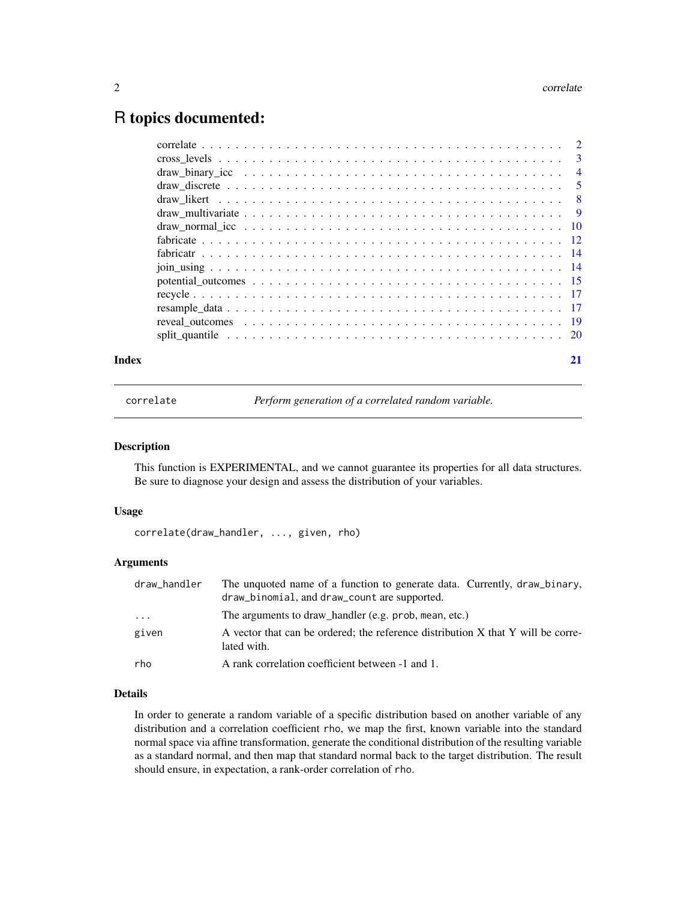# R topics documented:

| | |
|---|---|
| correlate | 2 |
| cross_levels | 3 |
| draw_binary_icc | 4 |
| draw_discrete | 5 |
| draw_likert | 8 |
| draw_multivariate | 9 |
| draw_normal_icc | 10 |
| fabricate | 12 |
| fabricatr | 14 |
| join_using | 14 |
| potential_outcomes | 15 |
| recycle | 17 |
| resample_data | 17 |
| reveal_outcomes | 19 |
| split_quantile | 20 |

**Index** **21**

---

## correlate — *Perform generation of a correlated random variable.*

### Description

This function is EXPERIMENTAL, and we cannot guarantee its properties for all data structures. Be sure to diagnose your design and assess the distribution of your variables.

### Usage

```
correlate(draw_handler, ..., given, rho)
```

### Arguments

| | |
|---|---|
| `draw_handler` | The unquoted name of a function to generate data. Currently, `draw_binary`, `draw_binomial`, and `draw_count` are supported. |
| `...` | The arguments to draw_handler (e.g. `prob`, `mean`, etc.) |
| `given` | A vector that can be ordered; the reference distribution X that Y will be correlated with. |
| `rho` | A rank correlation coefficient between -1 and 1. |

### Details

In order to generate a random variable of a specific distribution based on another variable of any distribution and a correlation coefficient `rho`, we map the first, known variable into the standard normal space via affine transformation, generate the conditional distribution of the resulting variable as a standard normal, and then map that standard normal back to the target distribution. The result should ensure, in expectation, a rank-order correlation of `rho`.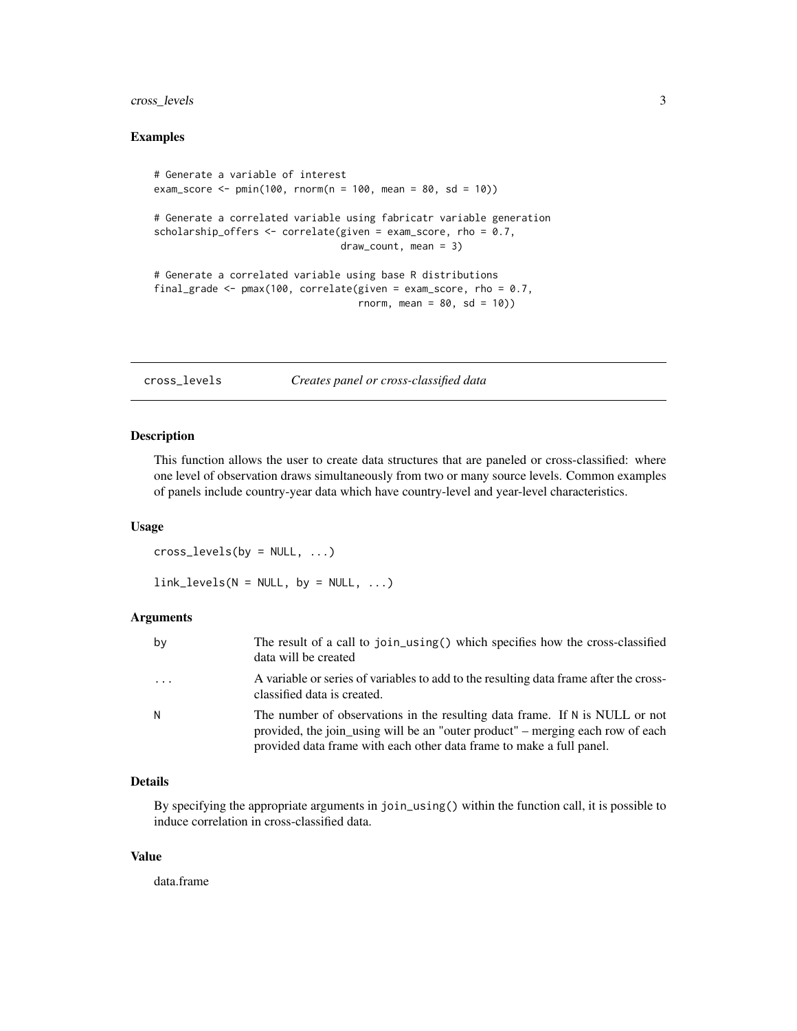### Examples

```
# Generate a variable of interest
exam_score <- pmin(100, rnorm(n = 100, mean = 80, sd = 10))

# Generate a correlated variable using fabricatr variable generation
scholarship_offers <- correlate(given = exam_score, rho = 0.7,
                               draw_count, mean = 3)

# Generate a correlated variable using base R distributions
final_grade <- pmax(100, correlate(given = exam_score, rho = 0.7,
                                  rnorm, mean = 80, sd = 10))
```

---

## cross_levels    *Creates panel or cross-classified data*

---

### Description

This function allows the user to create data structures that are paneled or cross-classified: where one level of observation draws simultaneously from two or many source levels. Common examples of panels include country-year data which have country-level and year-level characteristics.

### Usage

```
cross_levels(by = NULL, ...)

link_levels(N = NULL, by = NULL, ...)
```

### Arguments

| | |
|---|---|
| by | The result of a call to join_using() which specifies how the cross-classified data will be created |
| ... | A variable or series of variables to add to the resulting data frame after the cross-classified data is created. |
| N | The number of observations in the resulting data frame. If N is NULL or not provided, the join_using will be an "outer product" – merging each row of each provided data frame with each other data frame to make a full panel. |

### Details

By specifying the appropriate arguments in join_using() within the function call, it is possible to induce correlation in cross-classified data.

### Value

data.frame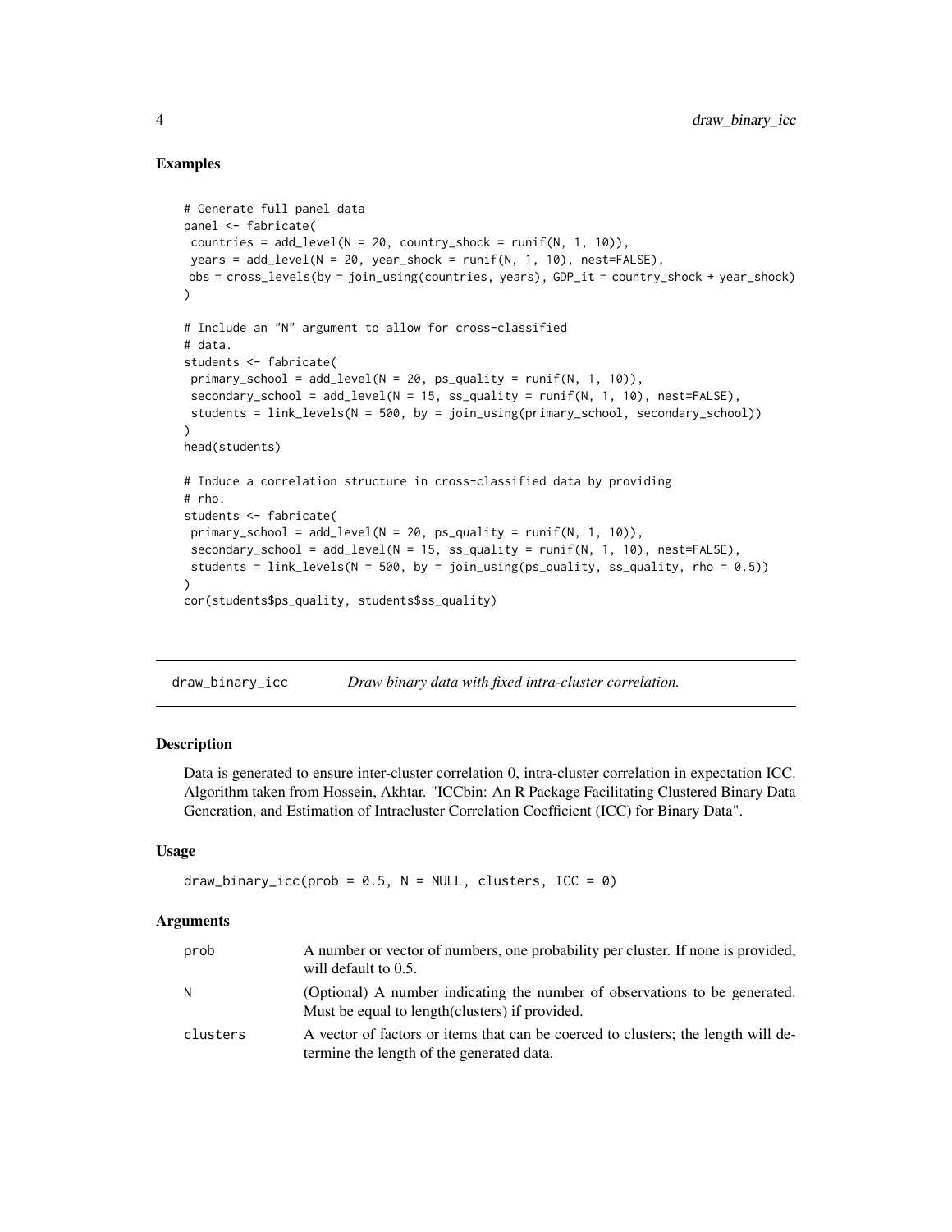## Examples

```
# Generate full panel data
panel <- fabricate(
 countries = add_level(N = 20, country_shock = runif(N, 1, 10)),
 years = add_level(N = 20, year_shock = runif(N, 1, 10), nest=FALSE),
 obs = cross_levels(by = join_using(countries, years), GDP_it = country_shock + year_shock)
)

# Include an "N" argument to allow for cross-classified
# data.
students <- fabricate(
 primary_school = add_level(N = 20, ps_quality = runif(N, 1, 10)),
 secondary_school = add_level(N = 15, ss_quality = runif(N, 1, 10), nest=FALSE),
 students = link_levels(N = 500, by = join_using(primary_school, secondary_school))
)
head(students)

# Induce a correlation structure in cross-classified data by providing
# rho.
students <- fabricate(
 primary_school = add_level(N = 20, ps_quality = runif(N, 1, 10)),
 secondary_school = add_level(N = 15, ss_quality = runif(N, 1, 10), nest=FALSE),
 students = link_levels(N = 500, by = join_using(ps_quality, ss_quality, rho = 0.5))
)
cor(students$ps_quality, students$ss_quality)
```

---

# draw_binary_icc *Draw binary data with fixed intra-cluster correlation.*

---

## Description

Data is generated to ensure inter-cluster correlation 0, intra-cluster correlation in expectation ICC. Algorithm taken from Hossein, Akhtar. "ICCbin: An R Package Facilitating Clustered Binary Data Generation, and Estimation of Intracluster Correlation Coefficient (ICC) for Binary Data".

## Usage

```
draw_binary_icc(prob = 0.5, N = NULL, clusters, ICC = 0)
```

## Arguments

| | |
|---|---|
| prob | A number or vector of numbers, one probability per cluster. If none is provided, will default to 0.5. |
| N | (Optional) A number indicating the number of observations to be generated. Must be equal to length(clusters) if provided. |
| clusters | A vector of factors or items that can be coerced to clusters; the length will determine the length of the generated data. |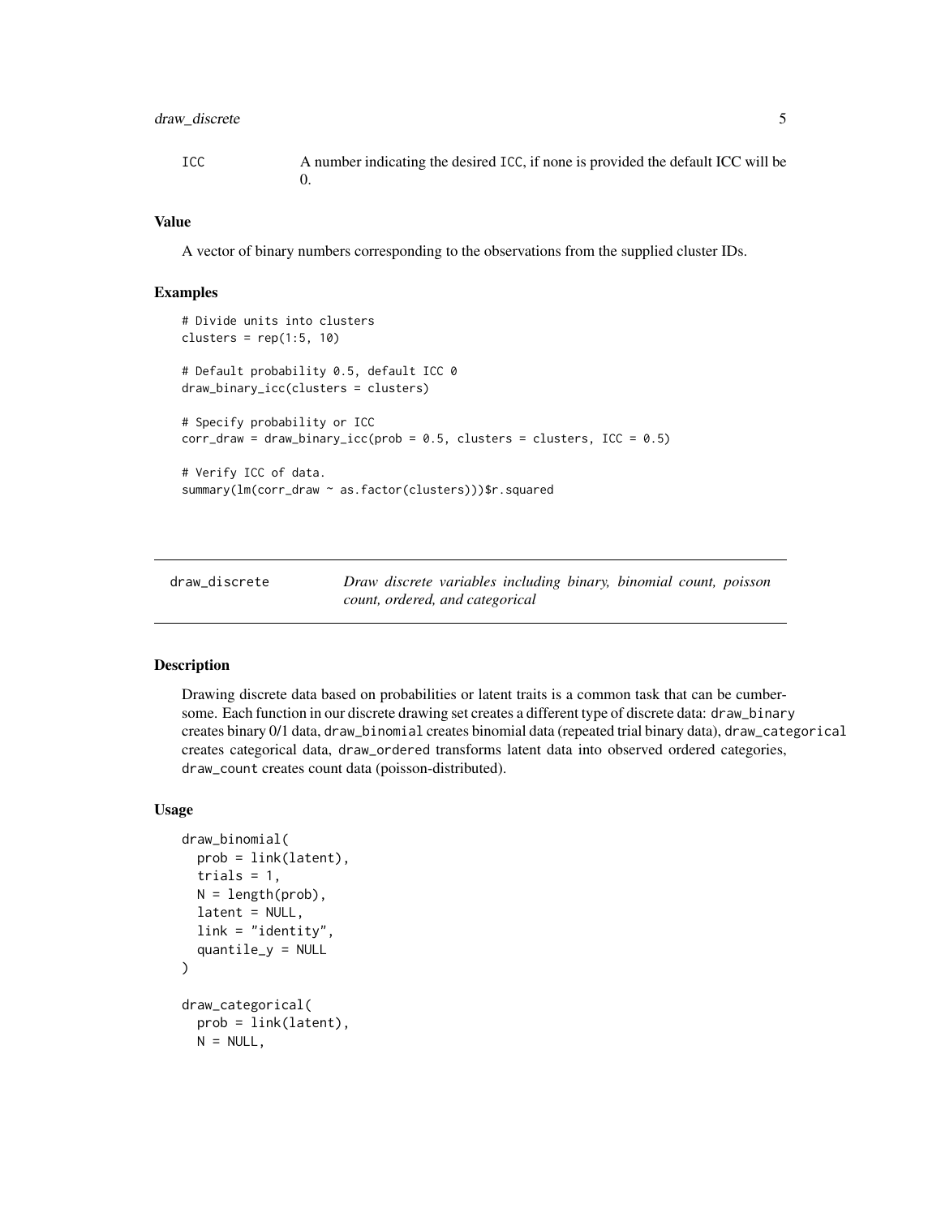| | |
|---|---|
| ICC | A number indicating the desired ICC, if none is provided the default ICC will be 0. |

### Value

A vector of binary numbers corresponding to the observations from the supplied cluster IDs.

### Examples

```
# Divide units into clusters
clusters = rep(1:5, 10)

# Default probability 0.5, default ICC 0
draw_binary_icc(clusters = clusters)

# Specify probability or ICC
corr_draw = draw_binary_icc(prob = 0.5, clusters = clusters, ICC = 0.5)

# Verify ICC of data.
summary(lm(corr_draw ~ as.factor(clusters)))$r.squared
```

---

## draw_discrete — *Draw discrete variables including binary, binomial count, poisson count, ordered, and categorical*

### Description

Drawing discrete data based on probabilities or latent traits is a common task that can be cumbersome. Each function in our discrete drawing set creates a different type of discrete data: `draw_binary` creates binary 0/1 data, `draw_binomial` creates binomial data (repeated trial binary data), `draw_categorical` creates categorical data, `draw_ordered` transforms latent data into observed ordered categories, `draw_count` creates count data (poisson-distributed).

### Usage

```
draw_binomial(
  prob = link(latent),
  trials = 1,
  N = length(prob),
  latent = NULL,
  link = "identity",
  quantile_y = NULL
)

draw_categorical(
  prob = link(latent),
  N = NULL,
```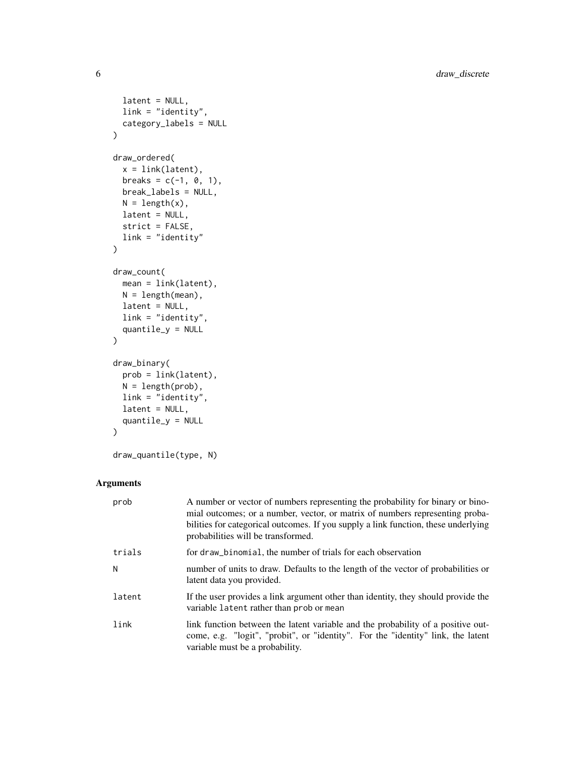```
  latent = NULL,
  link = "identity",
  category_labels = NULL
)

draw_ordered(
  x = link(latent),
  breaks = c(-1, 0, 1),
  break_labels = NULL,
  N = length(x),
  latent = NULL,
  strict = FALSE,
  link = "identity"
)

draw_count(
  mean = link(latent),
  N = length(mean),
  latent = NULL,
  link = "identity",
  quantile_y = NULL
)

draw_binary(
  prob = link(latent),
  N = length(prob),
  link = "identity",
  latent = NULL,
  quantile_y = NULL
)

draw_quantile(type, N)
```

## Arguments

| | |
|---|---|
| `prob` | A number or vector of numbers representing the probability for binary or binomial outcomes; or a number, vector, or matrix of numbers representing probabilities for categorical outcomes. If you supply a link function, these underlying probabilities will be transformed. |
| `trials` | for `draw_binomial`, the number of trials for each observation |
| `N` | number of units to draw. Defaults to the length of the vector of probabilities or latent data you provided. |
| `latent` | If the user provides a link argument other than identity, they should provide the variable `latent` rather than `prob` or `mean` |
| `link` | link function between the latent variable and the probability of a positive outcome, e.g. "logit", "probit", or "identity". For the "identity" link, the latent variable must be a probability. |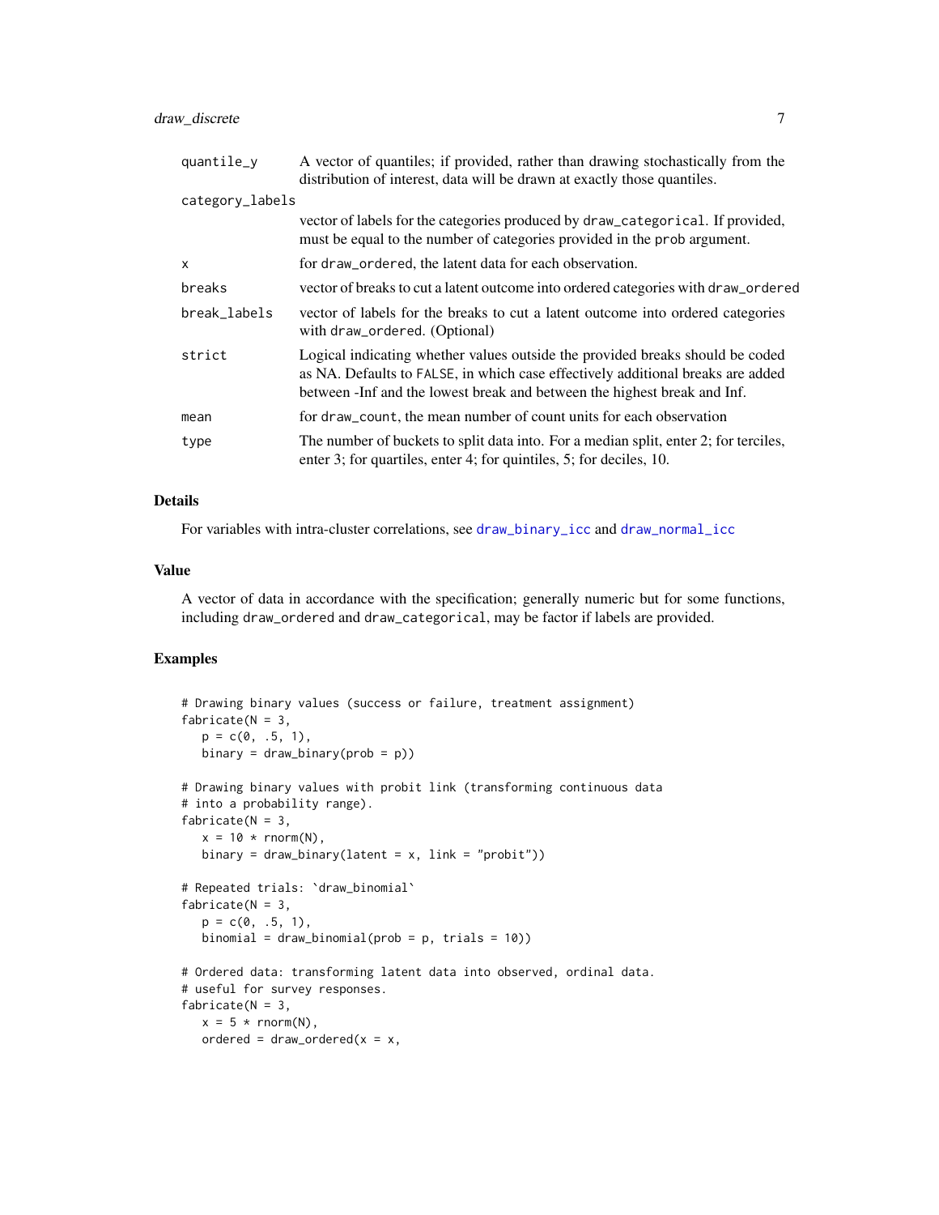| | |
|---|---|
| quantile_y | A vector of quantiles; if provided, rather than drawing stochastically from the distribution of interest, data will be drawn at exactly those quantiles. |
| category_labels | vector of labels for the categories produced by `draw_categorical`. If provided, must be equal to the number of categories provided in the `prob` argument. |
| x | for `draw_ordered`, the latent data for each observation. |
| breaks | vector of breaks to cut a latent outcome into ordered categories with `draw_ordered` |
| break_labels | vector of labels for the breaks to cut a latent outcome into ordered categories with `draw_ordered`. (Optional) |
| strict | Logical indicating whether values outside the provided breaks should be coded as NA. Defaults to `FALSE`, in which case effectively additional breaks are added between -Inf and the lowest break and between the highest break and Inf. |
| mean | for `draw_count`, the mean number of count units for each observation |
| type | The number of buckets to split data into. For a median split, enter 2; for terciles, enter 3; for quartiles, enter 4; for quintiles, 5; for deciles, 10. |

## Details

For variables with intra-cluster correlations, see `draw_binary_icc` and `draw_normal_icc`

## Value

A vector of data in accordance with the specification; generally numeric but for some functions, including `draw_ordered` and `draw_categorical`, may be factor if labels are provided.

## Examples

```
# Drawing binary values (success or failure, treatment assignment)
fabricate(N = 3,
   p = c(0, .5, 1),
   binary = draw_binary(prob = p))

# Drawing binary values with probit link (transforming continuous data
# into a probability range).
fabricate(N = 3,
   x = 10 * rnorm(N),
   binary = draw_binary(latent = x, link = "probit"))

# Repeated trials: `draw_binomial`
fabricate(N = 3,
   p = c(0, .5, 1),
   binomial = draw_binomial(prob = p, trials = 10))

# Ordered data: transforming latent data into observed, ordinal data.
# useful for survey responses.
fabricate(N = 3,
   x = 5 * rnorm(N),
   ordered = draw_ordered(x = x,
```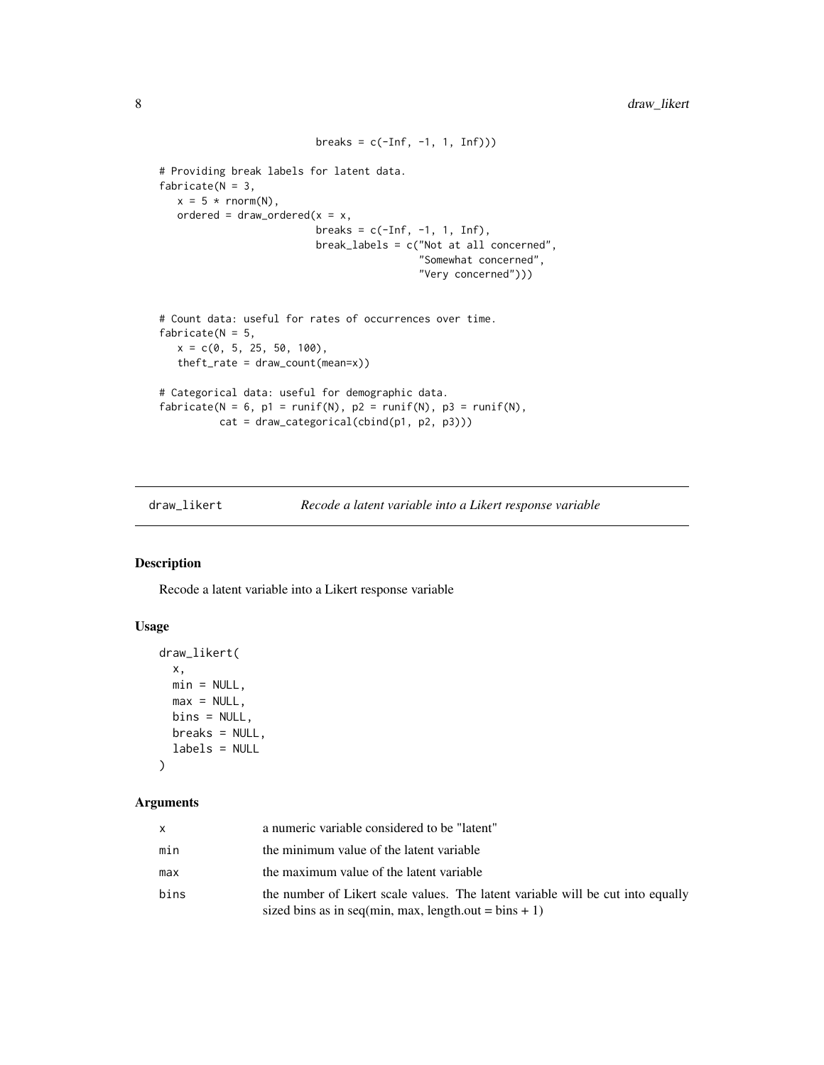```
                         breaks = c(-Inf, -1, 1, Inf)))

# Providing break labels for latent data.
fabricate(N = 3,
   x = 5 * rnorm(N),
   ordered = draw_ordered(x = x,
                          breaks = c(-Inf, -1, 1, Inf),
                          break_labels = c("Not at all concerned",
                                           "Somewhat concerned",
                                           "Very concerned")))


# Count data: useful for rates of occurrences over time.
fabricate(N = 5,
   x = c(0, 5, 25, 50, 100),
   theft_rate = draw_count(mean=x))

# Categorical data: useful for demographic data.
fabricate(N = 6, p1 = runif(N), p2 = runif(N), p3 = runif(N),
          cat = draw_categorical(cbind(p1, p2, p3)))
```

## draw_likert — *Recode a latent variable into a Likert response variable*

### Description

Recode a latent variable into a Likert response variable

### Usage

```
draw_likert(
  x,
  min = NULL,
  max = NULL,
  bins = NULL,
  breaks = NULL,
  labels = NULL
)
```

### Arguments

| | |
|---|---|
| x | a numeric variable considered to be "latent" |
| min | the minimum value of the latent variable |
| max | the maximum value of the latent variable |
| bins | the number of Likert scale values. The latent variable will be cut into equally sized bins as in seq(min, max, length.out = bins + 1) |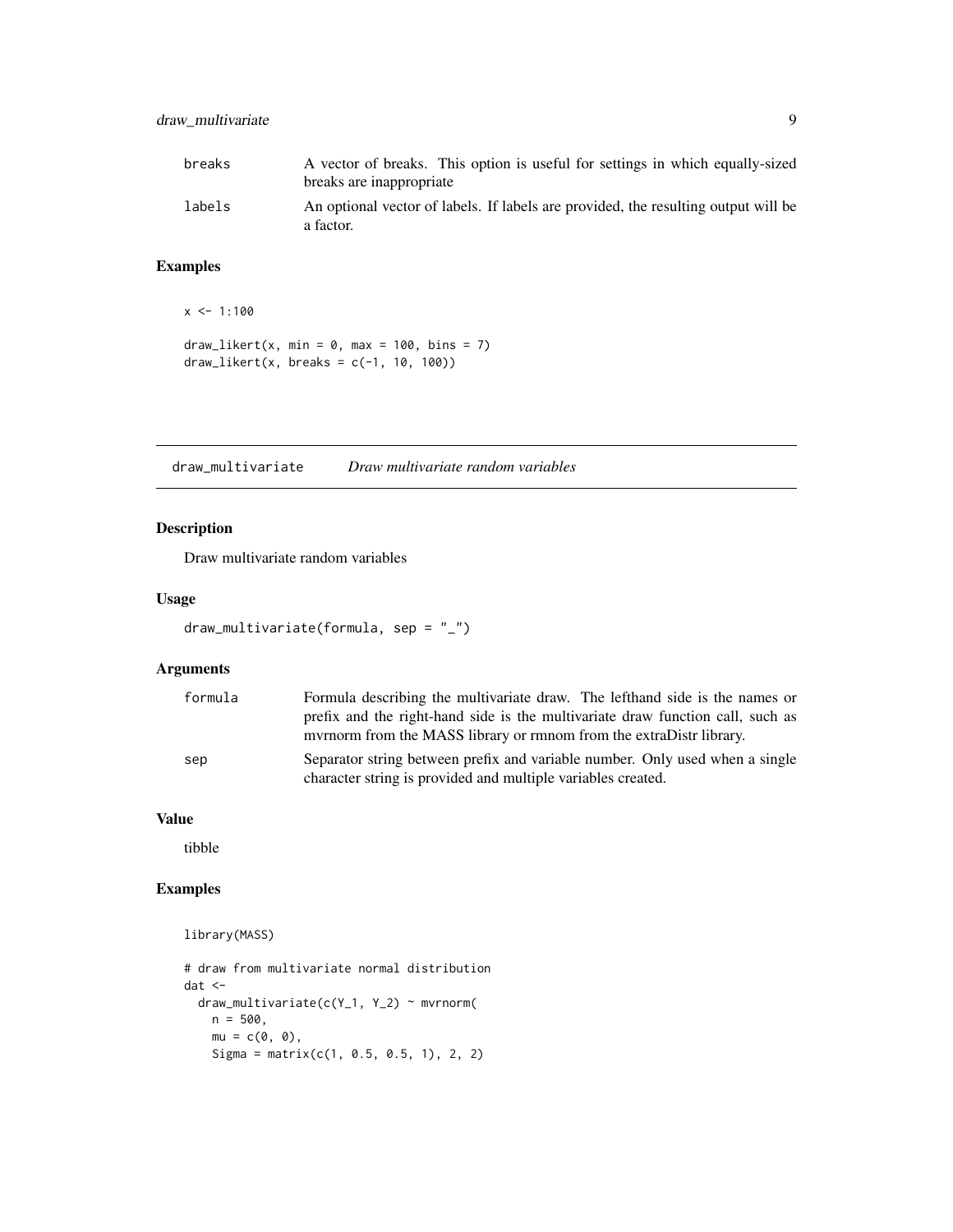| | |
|---|---|
| breaks | A vector of breaks. This option is useful for settings in which equally-sized breaks are inappropriate |
| labels | An optional vector of labels. If labels are provided, the resulting output will be a factor. |

## Examples

```
x <- 1:100

draw_likert(x, min = 0, max = 100, bins = 7)
draw_likert(x, breaks = c(-1, 10, 100))
```

---

# draw_multivariate — *Draw multivariate random variables*

---

## Description

Draw multivariate random variables

## Usage

```
draw_multivariate(formula, sep = "_")
```

## Arguments

| | |
|---|---|
| formula | Formula describing the multivariate draw. The lefthand side is the names or prefix and the right-hand side is the multivariate draw function call, such as mvrnorm from the MASS library or rmnom from the extraDistr library. |
| sep | Separator string between prefix and variable number. Only used when a single character string is provided and multiple variables created. |

## Value

tibble

## Examples

```
library(MASS)

# draw from multivariate normal distribution
dat <-
  draw_multivariate(c(Y_1, Y_2) ~ mvrnorm(
    n = 500,
    mu = c(0, 0),
    Sigma = matrix(c(1, 0.5, 0.5, 1), 2, 2)
```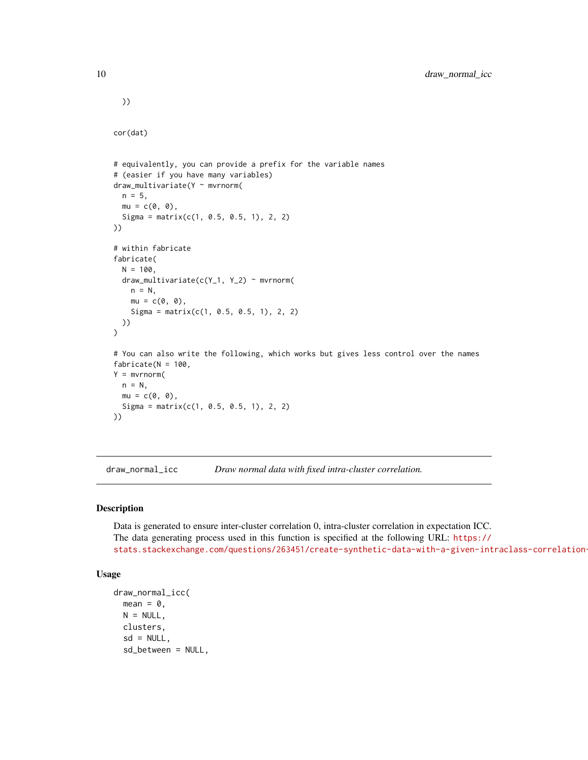```
  ))

cor(dat)


# equivalently, you can provide a prefix for the variable names
# (easier if you have many variables)
draw_multivariate(Y ~ mvrnorm(
  n = 5,
  mu = c(0, 0),
  Sigma = matrix(c(1, 0.5, 0.5, 1), 2, 2)
))

# within fabricate
fabricate(
  N = 100,
  draw_multivariate(c(Y_1, Y_2) ~ mvrnorm(
    n = N,
    mu = c(0, 0),
    Sigma = matrix(c(1, 0.5, 0.5, 1), 2, 2)
  ))
)

# You can also write the following, which works but gives less control over the names
fabricate(N = 100,
Y = mvrnorm(
  n = N,
  mu = c(0, 0),
  Sigma = matrix(c(1, 0.5, 0.5, 1), 2, 2)
))
```

---

## draw_normal_icc — *Draw normal data with fixed intra-cluster correlation.*

### Description

Data is generated to ensure inter-cluster correlation 0, intra-cluster correlation in expectation ICC. The data generating process used in this function is specified at the following URL: https://stats.stackexchange.com/questions/263451/create-synthetic-data-with-a-given-intraclass-correlation-

### Usage

```
draw_normal_icc(
  mean = 0,
  N = NULL,
  clusters,
  sd = NULL,
  sd_between = NULL,
```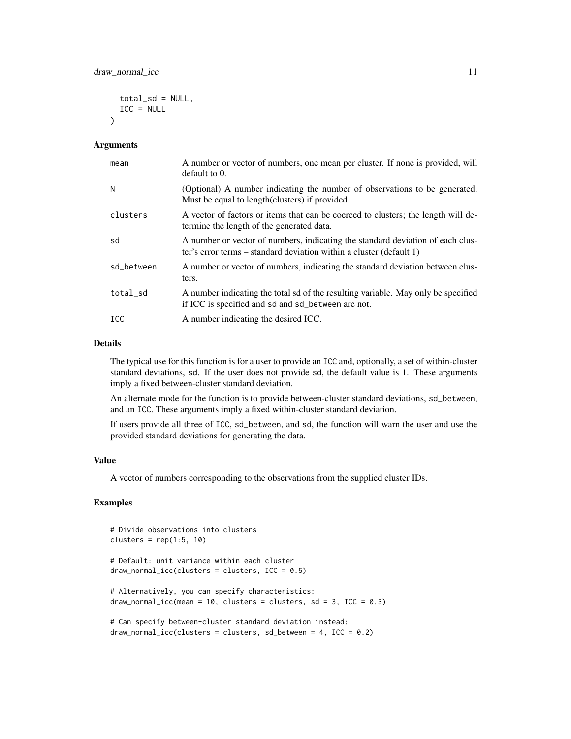```
  total_sd = NULL,
  ICC = NULL
)
```

## Arguments

| | |
|---|---|
| mean | A number or vector of numbers, one mean per cluster. If none is provided, will default to 0. |
| N | (Optional) A number indicating the number of observations to be generated. Must be equal to length(clusters) if provided. |
| clusters | A vector of factors or items that can be coerced to clusters; the length will determine the length of the generated data. |
| sd | A number or vector of numbers, indicating the standard deviation of each cluster's error terms – standard deviation within a cluster (default 1) |
| sd_between | A number or vector of numbers, indicating the standard deviation between clusters. |
| total_sd | A number indicating the total sd of the resulting variable. May only be specified if ICC is specified and sd and sd_between are not. |
| ICC | A number indicating the desired ICC. |

## Details

The typical use for this function is for a user to provide an ICC and, optionally, a set of within-cluster standard deviations, sd. If the user does not provide sd, the default value is 1. These arguments imply a fixed between-cluster standard deviation.

An alternate mode for the function is to provide between-cluster standard deviations, sd_between, and an ICC. These arguments imply a fixed within-cluster standard deviation.

If users provide all three of ICC, sd_between, and sd, the function will warn the user and use the provided standard deviations for generating the data.

## Value

A vector of numbers corresponding to the observations from the supplied cluster IDs.

## Examples

```
# Divide observations into clusters
clusters = rep(1:5, 10)

# Default: unit variance within each cluster
draw_normal_icc(clusters = clusters, ICC = 0.5)

# Alternatively, you can specify characteristics:
draw_normal_icc(mean = 10, clusters = clusters, sd = 3, ICC = 0.3)

# Can specify between-cluster standard deviation instead:
draw_normal_icc(clusters = clusters, sd_between = 4, ICC = 0.2)
```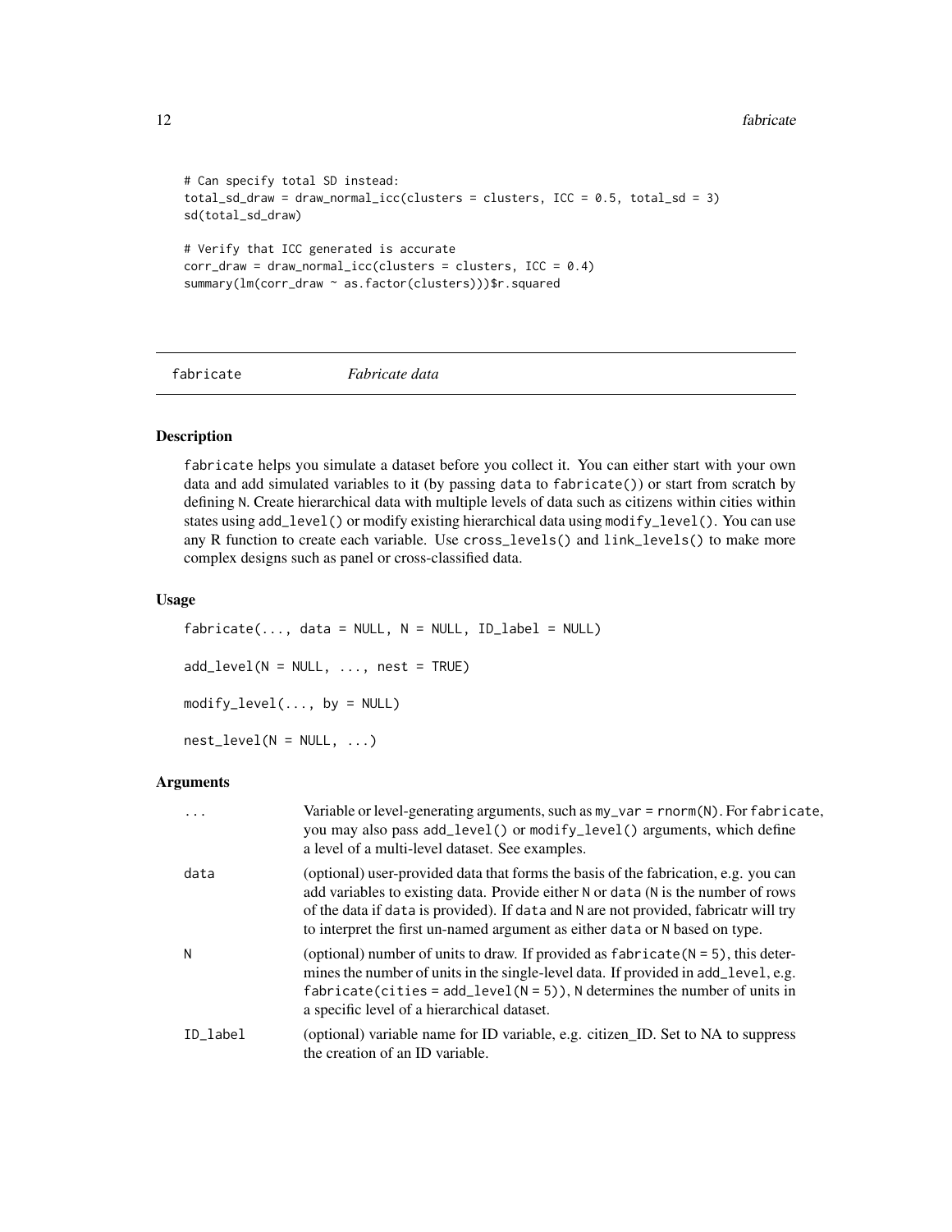```
# Can specify total SD instead:
total_sd_draw = draw_normal_icc(clusters = clusters, ICC = 0.5, total_sd = 3)
sd(total_sd_draw)

# Verify that ICC generated is accurate
corr_draw = draw_normal_icc(clusters = clusters, ICC = 0.4)
summary(lm(corr_draw ~ as.factor(clusters)))$r.squared
```

---

## fabricate — *Fabricate data*

### Description

fabricate helps you simulate a dataset before you collect it. You can either start with your own data and add simulated variables to it (by passing data to fabricate()) or start from scratch by defining N. Create hierarchical data with multiple levels of data such as citizens within cities within states using add_level() or modify existing hierarchical data using modify_level(). You can use any R function to create each variable. Use cross_levels() and link_levels() to make more complex designs such as panel or cross-classified data.

### Usage

```
fabricate(..., data = NULL, N = NULL, ID_label = NULL)

add_level(N = NULL, ..., nest = TRUE)

modify_level(..., by = NULL)

nest_level(N = NULL, ...)
```

### Arguments

| | |
|---|---|
| ... | Variable or level-generating arguments, such as my_var = rnorm(N). For fabricate, you may also pass add_level() or modify_level() arguments, which define a level of a multi-level dataset. See examples. |
| data | (optional) user-provided data that forms the basis of the fabrication, e.g. you can add variables to existing data. Provide either N or data (N is the number of rows of the data if data is provided). If data and N are not provided, fabricatr will try to interpret the first un-named argument as either data or N based on type. |
| N | (optional) number of units to draw. If provided as fabricate(N = 5), this determines the number of units in the single-level data. If provided in add_level, e.g. fabricate(cities = add_level(N = 5)), N determines the number of units in a specific level of a hierarchical dataset. |
| ID_label | (optional) variable name for ID variable, e.g. citizen_ID. Set to NA to suppress the creation of an ID variable. |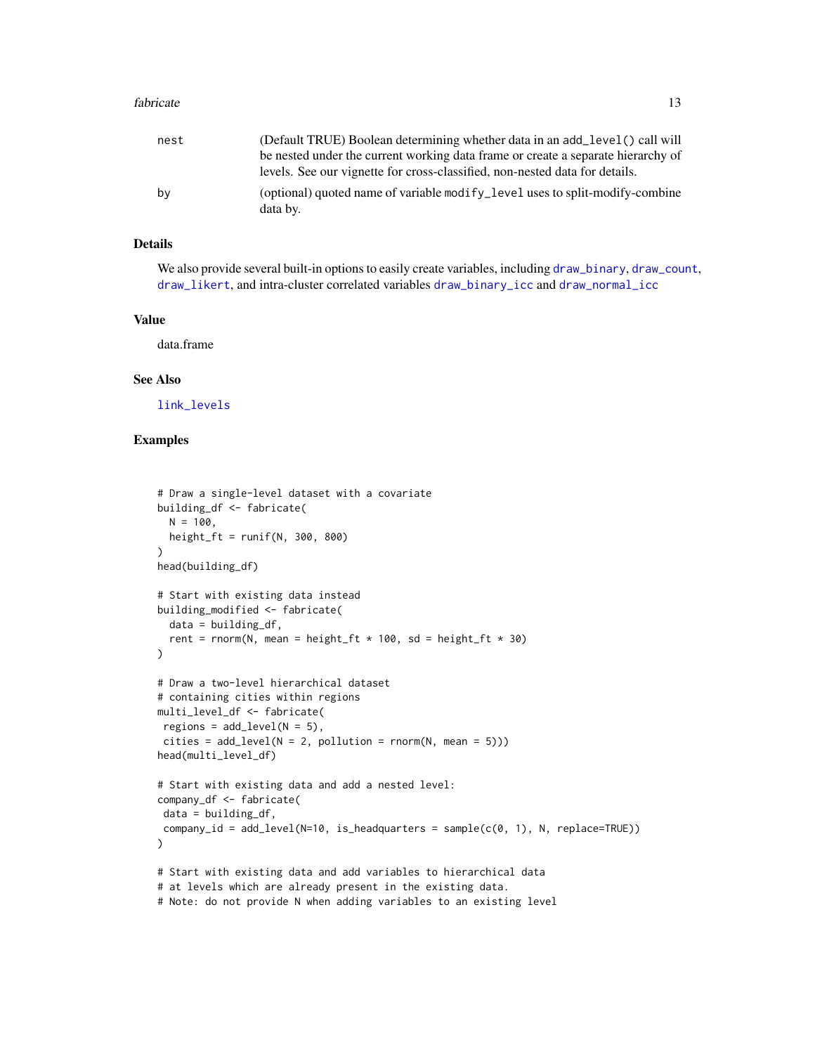| | |
|---|---|
| nest | (Default TRUE) Boolean determining whether data in an add_level() call will be nested under the current working data frame or create a separate hierarchy of levels. See our vignette for cross-classified, non-nested data for details. |
| by | (optional) quoted name of variable modify_level uses to split-modify-combine data by. |

### Details

We also provide several built-in options to easily create variables, including draw_binary, draw_count, draw_likert, and intra-cluster correlated variables draw_binary_icc and draw_normal_icc

### Value

data.frame

### See Also

link_levels

### Examples

```
# Draw a single-level dataset with a covariate
building_df <- fabricate(
  N = 100,
  height_ft = runif(N, 300, 800)
)
head(building_df)

# Start with existing data instead
building_modified <- fabricate(
  data = building_df,
  rent = rnorm(N, mean = height_ft * 100, sd = height_ft * 30)
)

# Draw a two-level hierarchical dataset
# containing cities within regions
multi_level_df <- fabricate(
 regions = add_level(N = 5),
 cities = add_level(N = 2, pollution = rnorm(N, mean = 5)))
head(multi_level_df)

# Start with existing data and add a nested level:
company_df <- fabricate(
 data = building_df,
 company_id = add_level(N=10, is_headquarters = sample(c(0, 1), N, replace=TRUE))
)

# Start with existing data and add variables to hierarchical data
# at levels which are already present in the existing data.
# Note: do not provide N when adding variables to an existing level
```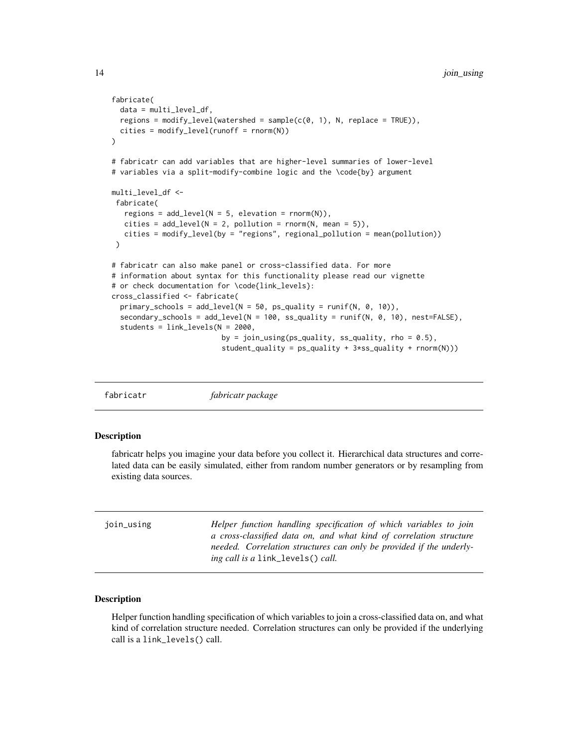```
fabricate(
  data = multi_level_df,
  regions = modify_level(watershed = sample(c(0, 1), N, replace = TRUE)),
  cities = modify_level(runoff = rnorm(N))
)

# fabricatr can add variables that are higher-level summaries of lower-level
# variables via a split-modify-combine logic and the \code{by} argument

multi_level_df <-
 fabricate(
   regions = add_level(N = 5, elevation = rnorm(N)),
   cities = add_level(N = 2, pollution = rnorm(N, mean = 5)),
   cities = modify_level(by = "regions", regional_pollution = mean(pollution))
 )

# fabricatr can also make panel or cross-classified data. For more
# information about syntax for this functionality please read our vignette
# or check documentation for \code{link_levels}:
cross_classified <- fabricate(
  primary_schools = add_level(N = 50, ps_quality = runif(N, 0, 10)),
  secondary_schools = add_level(N = 100, ss_quality = runif(N, 0, 10), nest=FALSE),
  students = link_levels(N = 2000,
                         by = join_using(ps_quality, ss_quality, rho = 0.5),
                         student_quality = ps_quality + 3*ss_quality + rnorm(N)))
```

## fabricatr — *fabricatr package*

### Description

fabricatr helps you imagine your data before you collect it. Hierarchical data structures and correlated data can be easily simulated, either from random number generators or by resampling from existing data sources.

## join_using — *Helper function handling specification of which variables to join a cross-classified data on, and what kind of correlation structure needed. Correlation structures can only be provided if the underlying call is a `link_levels()` call.*

### Description

Helper function handling specification of which variables to join a cross-classified data on, and what kind of correlation structure needed. Correlation structures can only be provided if the underlying call is a `link_levels()` call.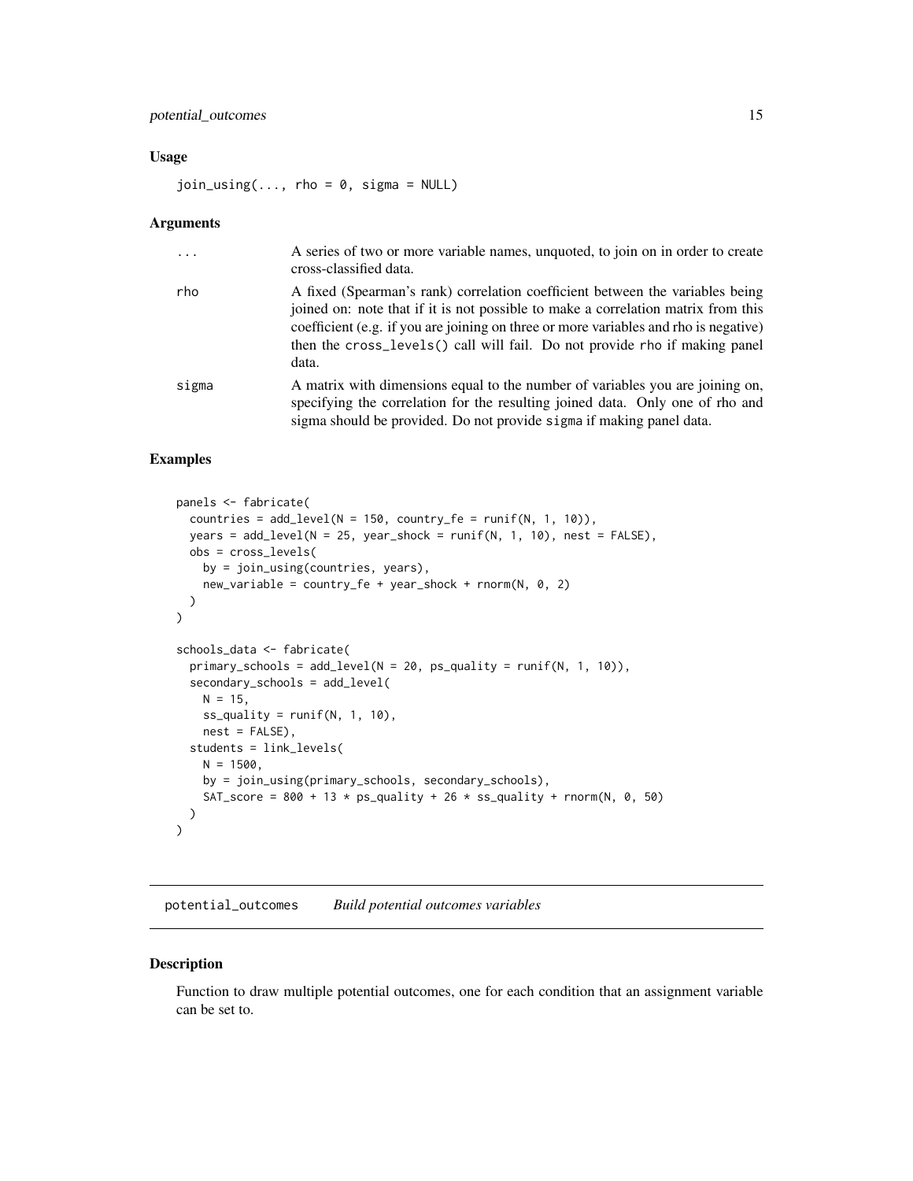### Usage

```
join_using(..., rho = 0, sigma = NULL)
```

### Arguments

| | |
|---|---|
| ... | A series of two or more variable names, unquoted, to join on in order to create cross-classified data. |
| rho | A fixed (Spearman's rank) correlation coefficient between the variables being joined on: note that if it is not possible to make a correlation matrix from this coefficient (e.g. if you are joining on three or more variables and rho is negative) then the `cross_levels()` call will fail. Do not provide `rho` if making panel data. |
| sigma | A matrix with dimensions equal to the number of variables you are joining on, specifying the correlation for the resulting joined data. Only one of rho and sigma should be provided. Do not provide `sigma` if making panel data. |

### Examples

```
panels <- fabricate(
  countries = add_level(N = 150, country_fe = runif(N, 1, 10)),
  years = add_level(N = 25, year_shock = runif(N, 1, 10), nest = FALSE),
  obs = cross_levels(
    by = join_using(countries, years),
    new_variable = country_fe + year_shock + rnorm(N, 0, 2)
  )
)

schools_data <- fabricate(
  primary_schools = add_level(N = 20, ps_quality = runif(N, 1, 10)),
  secondary_schools = add_level(
    N = 15,
    ss_quality = runif(N, 1, 10),
    nest = FALSE),
  students = link_levels(
    N = 1500,
    by = join_using(primary_schools, secondary_schools),
    SAT_score = 800 + 13 * ps_quality + 26 * ss_quality + rnorm(N, 0, 50)
  )
)
```

---

## potential_outcomes — *Build potential outcomes variables*

---

### Description

Function to draw multiple potential outcomes, one for each condition that an assignment variable can be set to.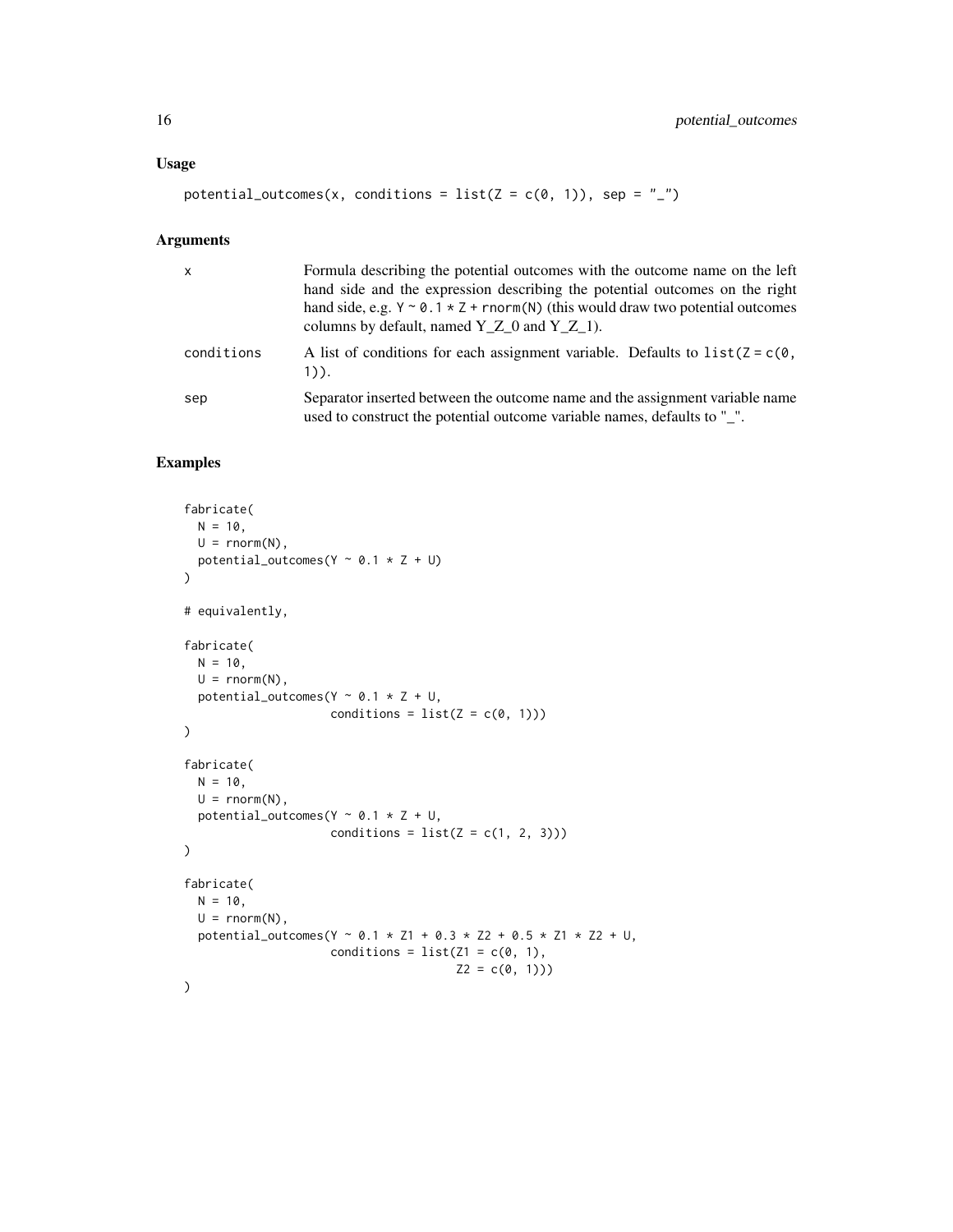### Usage

```
potential_outcomes(x, conditions = list(Z = c(0, 1)), sep = "_")
```

### Arguments

| | |
|---|---|
| x | Formula describing the potential outcomes with the outcome name on the left hand side and the expression describing the potential outcomes on the right hand side, e.g. `Y ~ 0.1 * Z + rnorm(N)` (this would draw two potential outcomes columns by default, named Y_Z_0 and Y_Z_1). |
| conditions | A list of conditions for each assignment variable. Defaults to `list(Z = c(0, 1))`. |
| sep | Separator inserted between the outcome name and the assignment variable name used to construct the potential outcome variable names, defaults to "_". |

### Examples

```
fabricate(
  N = 10,
  U = rnorm(N),
  potential_outcomes(Y ~ 0.1 * Z + U)
)

# equivalently,

fabricate(
  N = 10,
  U = rnorm(N),
  potential_outcomes(Y ~ 0.1 * Z + U,
                     conditions = list(Z = c(0, 1)))
)

fabricate(
  N = 10,
  U = rnorm(N),
  potential_outcomes(Y ~ 0.1 * Z + U,
                     conditions = list(Z = c(1, 2, 3)))
)

fabricate(
  N = 10,
  U = rnorm(N),
  potential_outcomes(Y ~ 0.1 * Z1 + 0.3 * Z2 + 0.5 * Z1 * Z2 + U,
                     conditions = list(Z1 = c(0, 1),
                                       Z2 = c(0, 1)))
)
```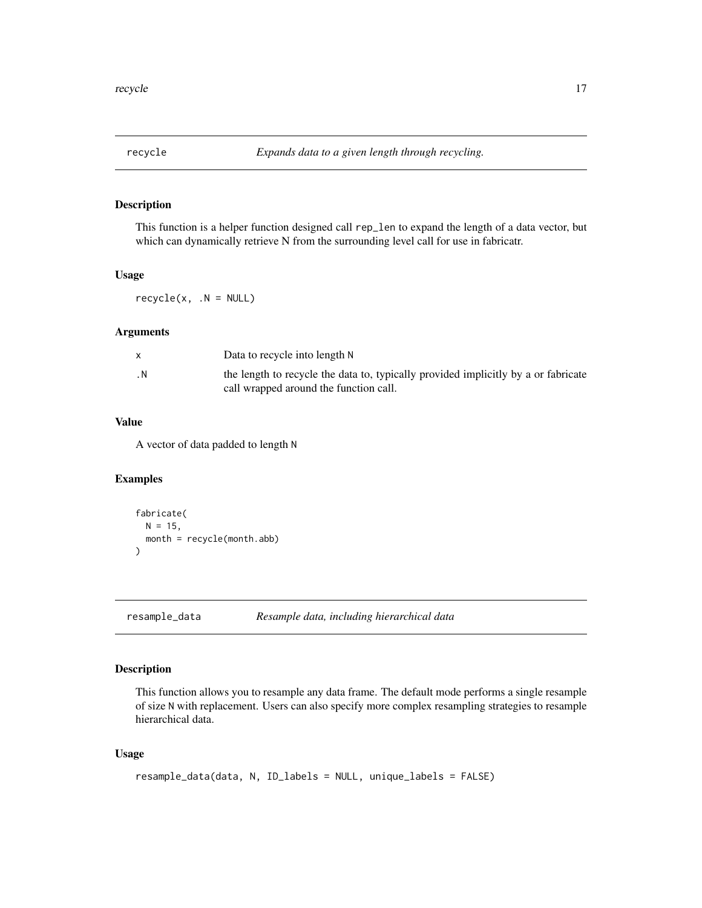## recycle — *Expands data to a given length through recycling.*

### Description

This function is a helper function designed call `rep_len` to expand the length of a data vector, but which can dynamically retrieve N from the surrounding level call for use in fabricatr.

### Usage

```
recycle(x, .N = NULL)
```

### Arguments

| | |
|---|---|
| `x` | Data to recycle into length `N` |
| `.N` | the length to recycle the data to, typically provided implicitly by a or fabricate call wrapped around the function call. |

### Value

A vector of data padded to length `N`

### Examples

```
fabricate(
  N = 15,
  month = recycle(month.abb)
)
```

## resample_data — *Resample data, including hierarchical data*

### Description

This function allows you to resample any data frame. The default mode performs a single resample of size `N` with replacement. Users can also specify more complex resampling strategies to resample hierarchical data.

### Usage

```
resample_data(data, N, ID_labels = NULL, unique_labels = FALSE)
```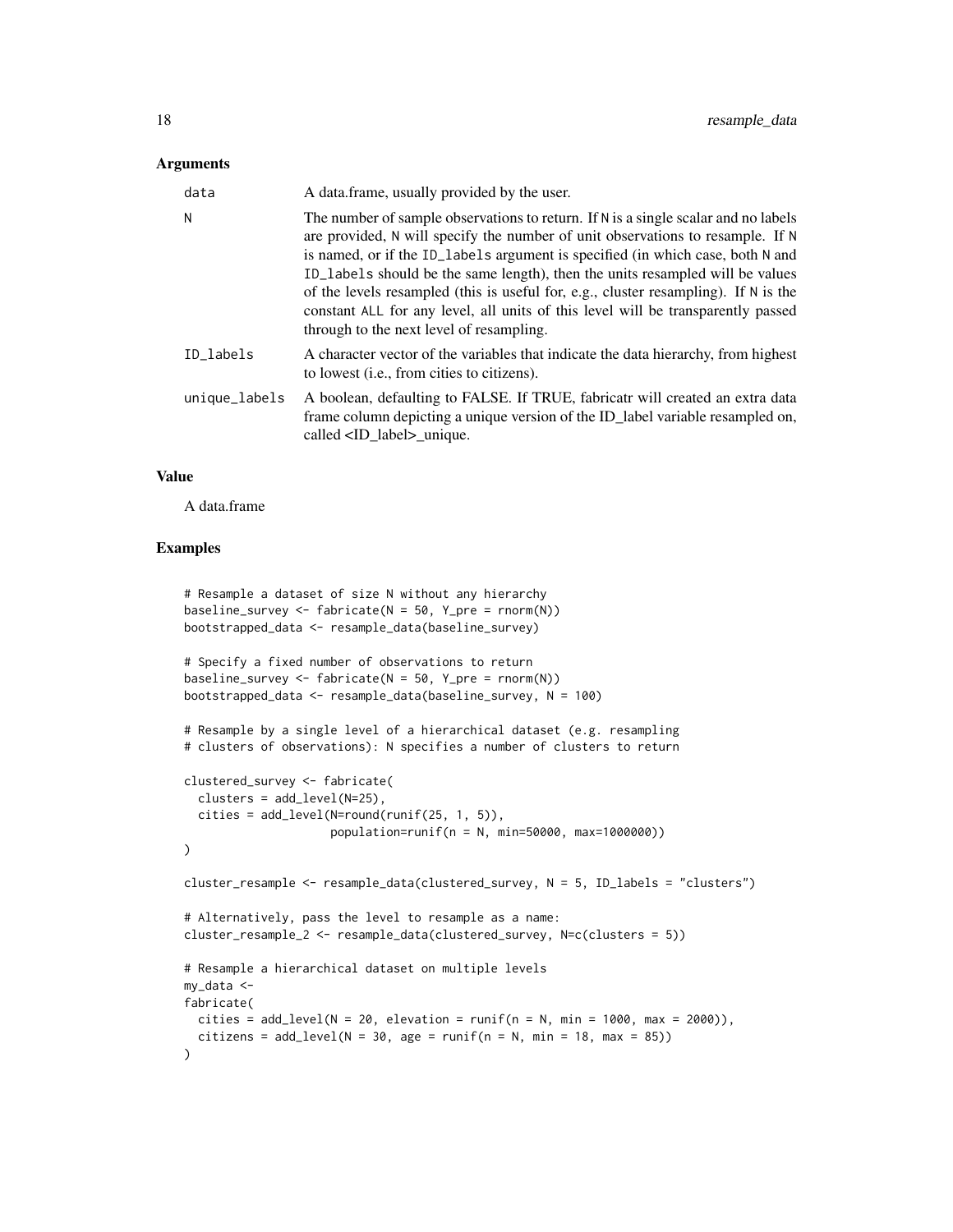### Arguments

| | |
|---|---|
| data | A data.frame, usually provided by the user. |
| N | The number of sample observations to return. If N is a single scalar and no labels are provided, N will specify the number of unit observations to resample. If N is named, or if the ID_labels argument is specified (in which case, both N and ID_labels should be the same length), then the units resampled will be values of the levels resampled (this is useful for, e.g., cluster resampling). If N is the constant ALL for any level, all units of this level will be transparently passed through to the next level of resampling. |
| ID_labels | A character vector of the variables that indicate the data hierarchy, from highest to lowest (i.e., from cities to citizens). |
| unique_labels | A boolean, defaulting to FALSE. If TRUE, fabricatr will created an extra data frame column depicting a unique version of the ID_label variable resampled on, called <ID_label>_unique. |

### Value

A data.frame

### Examples

```
# Resample a dataset of size N without any hierarchy
baseline_survey <- fabricate(N = 50, Y_pre = rnorm(N))
bootstrapped_data <- resample_data(baseline_survey)

# Specify a fixed number of observations to return
baseline_survey <- fabricate(N = 50, Y_pre = rnorm(N))
bootstrapped_data <- resample_data(baseline_survey, N = 100)

# Resample by a single level of a hierarchical dataset (e.g. resampling
# clusters of observations): N specifies a number of clusters to return

clustered_survey <- fabricate(
  clusters = add_level(N=25),
  cities = add_level(N=round(runif(25, 1, 5)),
                     population=runif(n = N, min=50000, max=1000000))
)

cluster_resample <- resample_data(clustered_survey, N = 5, ID_labels = "clusters")

# Alternatively, pass the level to resample as a name:
cluster_resample_2 <- resample_data(clustered_survey, N=c(clusters = 5))

# Resample a hierarchical dataset on multiple levels
my_data <-
fabricate(
  cities = add_level(N = 20, elevation = runif(n = N, min = 1000, max = 2000)),
  citizens = add_level(N = 30, age = runif(n = N, min = 18, max = 85))
)
```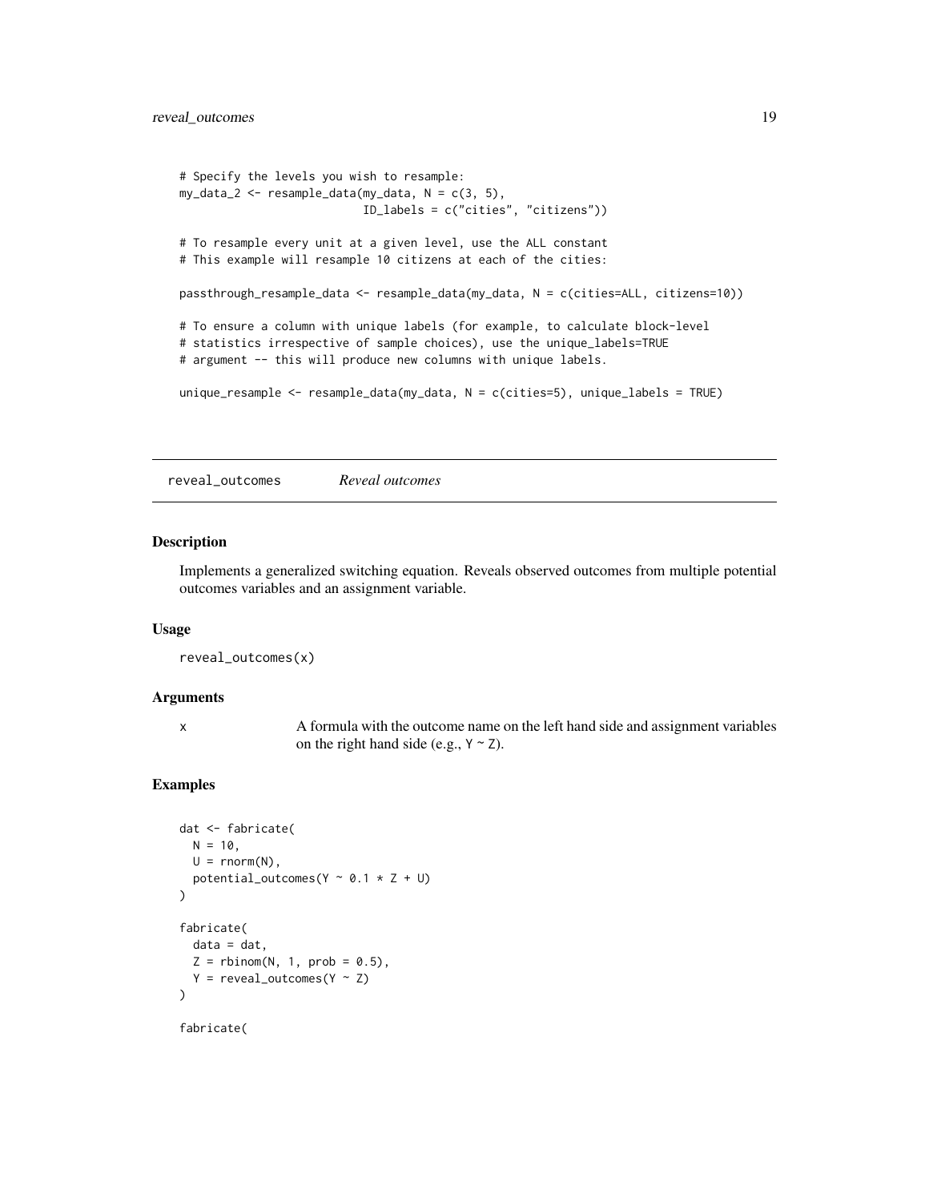```
# Specify the levels you wish to resample:
my_data_2 <- resample_data(my_data, N = c(3, 5),
                           ID_labels = c("cities", "citizens"))

# To resample every unit at a given level, use the ALL constant
# This example will resample 10 citizens at each of the cities:

passthrough_resample_data <- resample_data(my_data, N = c(cities=ALL, citizens=10))

# To ensure a column with unique labels (for example, to calculate block-level
# statistics irrespective of sample choices), use the unique_labels=TRUE
# argument -- this will produce new columns with unique labels.

unique_resample <- resample_data(my_data, N = c(cities=5), unique_labels = TRUE)
```

## reveal_outcomes *Reveal outcomes*

### Description

Implements a generalized switching equation. Reveals observed outcomes from multiple potential outcomes variables and an assignment variable.

### Usage

```
reveal_outcomes(x)
```

### Arguments

| | |
|---|---|
| x | A formula with the outcome name on the left hand side and assignment variables on the right hand side (e.g., Y ~ Z). |

### Examples

```
dat <- fabricate(
  N = 10,
  U = rnorm(N),
  potential_outcomes(Y ~ 0.1 * Z + U)
)

fabricate(
  data = dat,
  Z = rbinom(N, 1, prob = 0.5),
  Y = reveal_outcomes(Y ~ Z)
)

fabricate(
```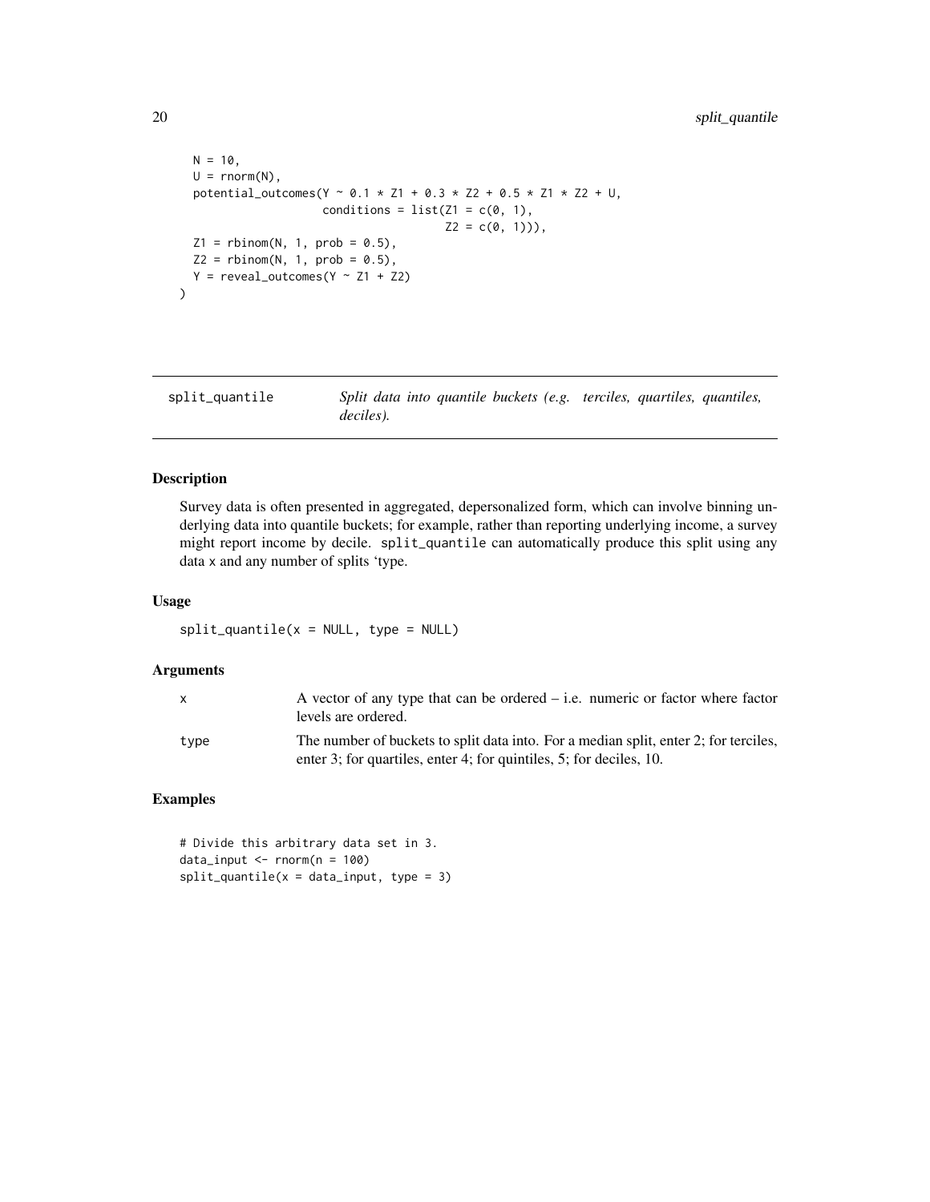```
  N = 10,
  U = rnorm(N),
  potential_outcomes(Y ~ 0.1 * Z1 + 0.3 * Z2 + 0.5 * Z1 * Z2 + U,
                     conditions = list(Z1 = c(0, 1),
                                       Z2 = c(0, 1))),
  Z1 = rbinom(N, 1, prob = 0.5),
  Z2 = rbinom(N, 1, prob = 0.5),
  Y = reveal_outcomes(Y ~ Z1 + Z2)
)
```

## split_quantile — *Split data into quantile buckets (e.g. terciles, quartiles, quantiles, deciles).*

### Description

Survey data is often presented in aggregated, depersonalized form, which can involve binning underlying data into quantile buckets; for example, rather than reporting underlying income, a survey might report income by decile. `split_quantile` can automatically produce this split using any data `x` and any number of splits 'type.

### Usage

```
split_quantile(x = NULL, type = NULL)
```

### Arguments

| | |
|---|---|
| x | A vector of any type that can be ordered – i.e. numeric or factor where factor levels are ordered. |
| type | The number of buckets to split data into. For a median split, enter 2; for terciles, enter 3; for quartiles, enter 4; for quintiles, 5; for deciles, 10. |

### Examples

```
# Divide this arbitrary data set in 3.
data_input <- rnorm(n = 100)
split_quantile(x = data_input, type = 3)
```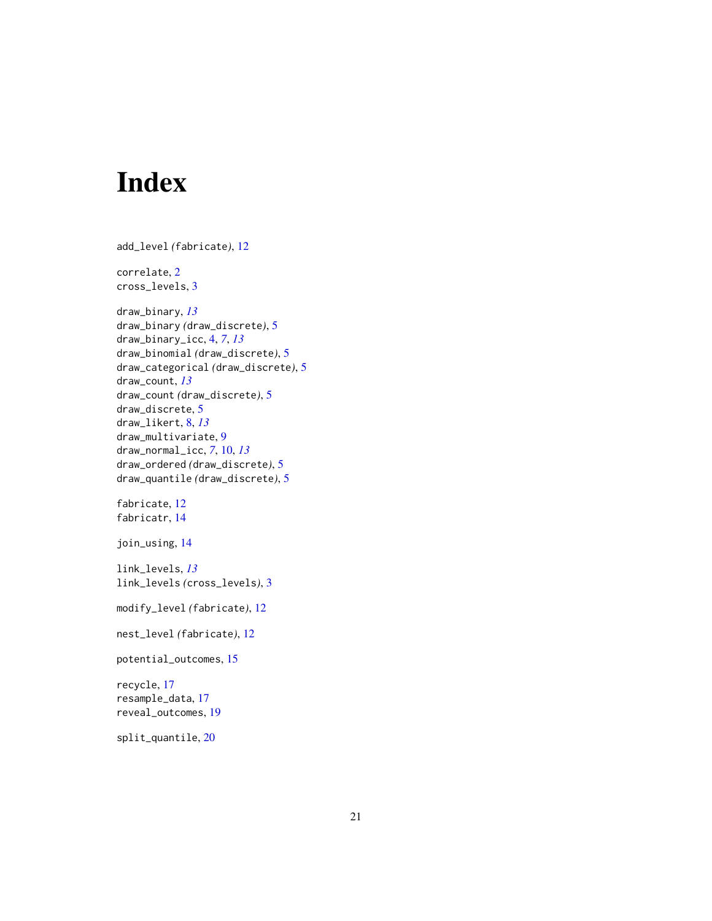# Index

add_level *(*fabricate*)*, 12

correlate, 2
cross_levels, 3

draw_binary, *13*
draw_binary *(*draw_discrete*)*, 5
draw_binary_icc, 4, *7*, *13*
draw_binomial *(*draw_discrete*)*, 5
draw_categorical *(*draw_discrete*)*, 5
draw_count, *13*
draw_count *(*draw_discrete*)*, 5
draw_discrete, 5
draw_likert, 8, *13*
draw_multivariate, 9
draw_normal_icc, *7*, 10, *13*
draw_ordered *(*draw_discrete*)*, 5
draw_quantile *(*draw_discrete*)*, 5

fabricate, 12
fabricatr, 14

join_using, 14

link_levels, *13*
link_levels *(*cross_levels*)*, 3

modify_level *(*fabricate*)*, 12

nest_level *(*fabricate*)*, 12

potential_outcomes, 15

recycle, 17
resample_data, 17
reveal_outcomes, 19

split_quantile, 20